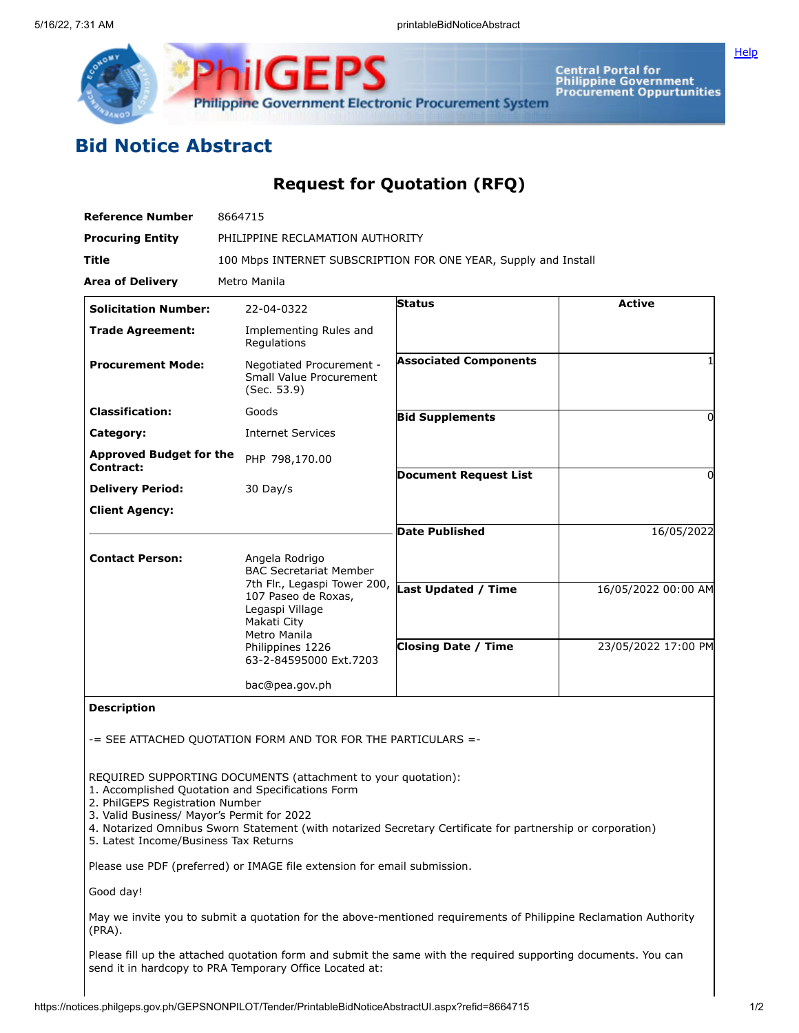## Bid Notice Abstract

### Request for Quotation (RFQ)

| | |
|---|---|
| **Reference Number** | 8664715 |
| **Procuring Entity** | PHILIPPINE RECLAMATION AUTHORITY |
| **Title** | 100 Mbps INTERNET SUBSCRIPTION FOR ONE YEAR, Supply and Install |
| **Area of Delivery** | Metro Manila |

| | |
|---|---|
| **Solicitation Number:** | 22-04-0322 |
| **Trade Agreement:** | Implementing Rules and Regulations |
| **Procurement Mode:** | Negotiated Procurement - Small Value Procurement (Sec. 53.9) |
| **Classification:** | Goods |
| **Category:** | Internet Services |
| **Approved Budget for the Contract:** | PHP 798,170.00 |
| **Delivery Period:** | 30 Day/s |
| **Client Agency:** | |
| **Contact Person:** | Angela Rodrigo<br>BAC Secretariat Member<br>7th Flr., Legaspi Tower 200, 107 Paseo de Roxas, Legaspi Village<br>Makati City<br>Metro Manila<br>Philippines 1226<br>63-2-84595000 Ext.7203<br><br>bac@pea.gov.ph |

| | |
|---|---|
| **Status** | Active |
| **Associated Components** | 1 |
| **Bid Supplements** | 0 |
| **Document Request List** | 0 |
| **Date Published** | 16/05/2022 |
| **Last Updated / Time** | 16/05/2022 00:00 AM |
| **Closing Date / Time** | 23/05/2022 17:00 PM |

**Description**

-= SEE ATTACHED QUOTATION FORM AND TOR FOR THE PARTICULARS =-

REQUIRED SUPPORTING DOCUMENTS (attachment to your quotation):
1. Accomplished Quotation and Specifications Form
2. PhilGEPS Registration Number
3. Valid Business/ Mayor's Permit for 2022
4. Notarized Omnibus Sworn Statement (with notarized Secretary Certificate for partnership or corporation)
5. Latest Income/Business Tax Returns

Please use PDF (preferred) or IMAGE file extension for email submission.

Good day!

May we invite you to submit a quotation for the above-mentioned requirements of Philippine Reclamation Authority (PRA).

Please fill up the attached quotation form and submit the same with the required supporting documents. You can send it in hardcopy to PRA Temporary Office Located at: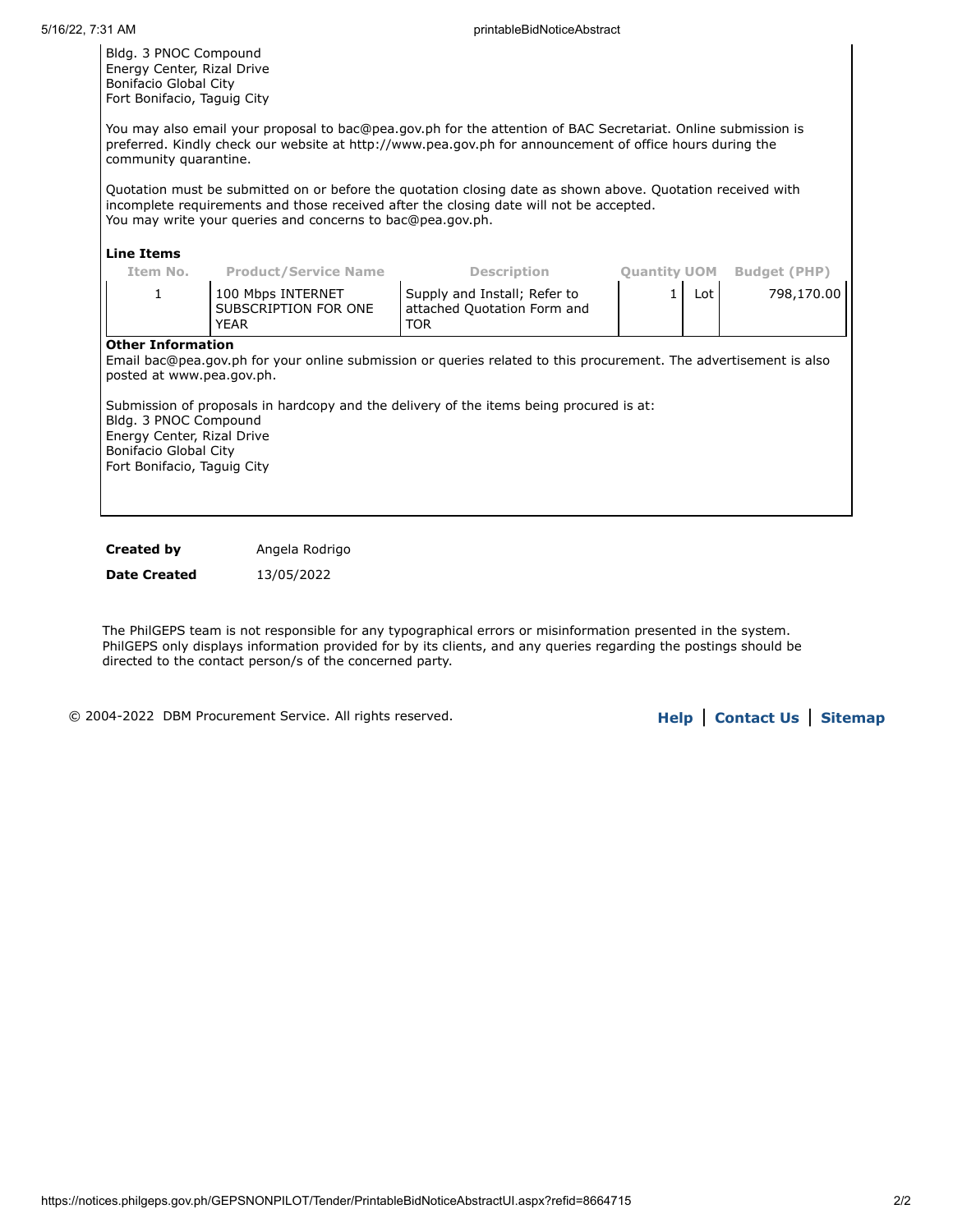Bldg. 3 PNOC Compound
Energy Center, Rizal Drive
Bonifacio Global City
Fort Bonifacio, Taguig City

You may also email your proposal to bac@pea.gov.ph for the attention of BAC Secretariat. Online submission is preferred. Kindly check our website at http://www.pea.gov.ph for announcement of office hours during the community quarantine.

Quotation must be submitted on or before the quotation closing date as shown above. Quotation received with incomplete requirements and those received after the closing date will not be accepted.
You may write your queries and concerns to bac@pea.gov.ph.

**Line Items**

| Item No. | Product/Service Name | Description | Quantity | UOM | Budget (PHP) |
|---|---|---|---|---|---|
| 1 | 100 Mbps INTERNET SUBSCRIPTION FOR ONE YEAR | Supply and Install; Refer to attached Quotation Form and TOR | 1 | Lot | 798,170.00 |

**Other Information**

Email bac@pea.gov.ph for your online submission or queries related to this procurement. The advertisement is also posted at www.pea.gov.ph.

Submission of proposals in hardcopy and the delivery of the items being procured is at:
Bldg. 3 PNOC Compound
Energy Center, Rizal Drive
Bonifacio Global City
Fort Bonifacio, Taguig City

**Created by** Angela Rodrigo

**Date Created** 13/05/2022

The PhilGEPS team is not responsible for any typographical errors or misinformation presented in the system. PhilGEPS only displays information provided for by its clients, and any queries regarding the postings should be directed to the contact person/s of the concerned party.

© 2004-2022 DBM Procurement Service. All rights reserved.

**Help** | **Contact Us** | **Sitemap**